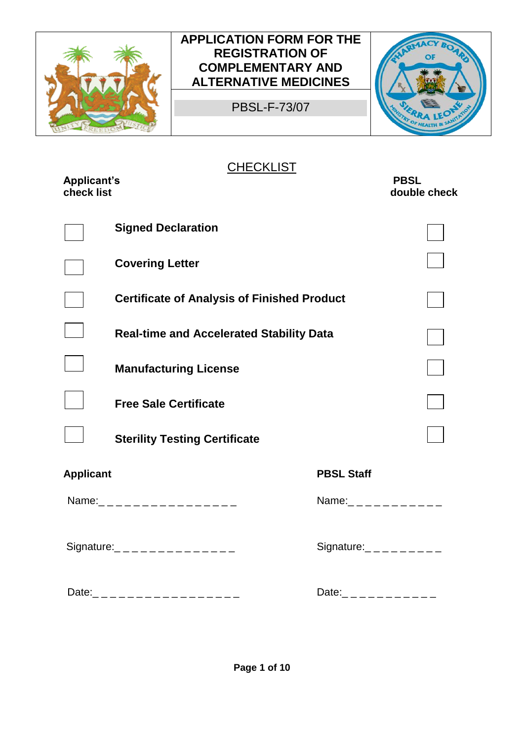| | APPLICATION FORM FOR THE REGISTRATION OF COMPLEMENTARY AND ALTERNATIVE MEDICINES | |
|---|---|---|
| | PBSL-F-73/07 | |

## CHECKLIST

| Applicant's check list | | PBSL double check |
|---|---|---|
| ☐ | **Signed Declaration** | ☐ |
| ☐ | **Covering Letter** | ☐ |
| ☐ | **Certificate of Analysis of Finished Product** | ☐ |
| ☐ | **Real-time and Accelerated Stability Data** | ☐ |
| ☐ | **Manufacturing License** | ☐ |
| ☐ | **Free Sale Certificate** | ☐ |
| ☐ | **Sterility Testing Certificate** | ☐ |

| **Applicant** | **PBSL Staff** |
|---|---|
| Name:_ _ _ _ _ _ _ _ _ _ _ _ _ _ _ _ | Name:_ _ _ _ _ _ _ _ _ _ _ |
| Signature:_ _ _ _ _ _ _ _ _ _ _ _ _ _ | Signature:_ _ _ _ _ _ _ _ _ |
| Date:_ _ _ _ _ _ _ _ _ _ _ _ _ _ _ _ _ | Date:_ _ _ _ _ _ _ _ _ _ _ |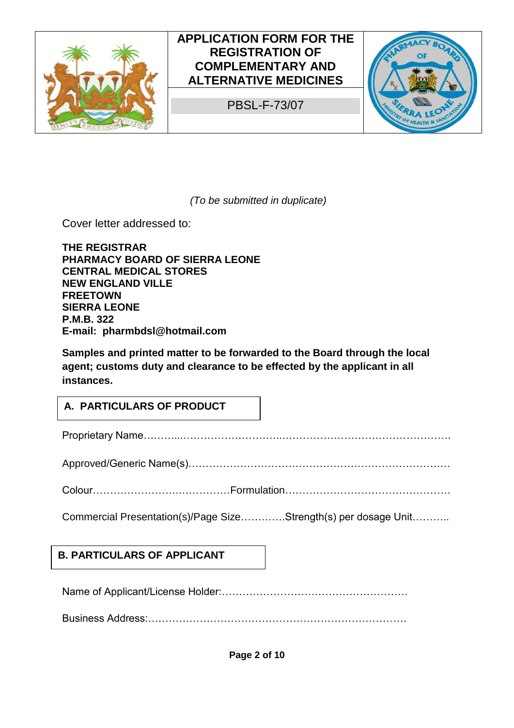# APPLICATION FORM FOR THE REGISTRATION OF COMPLEMENTARY AND ALTERNATIVE MEDICINES

PBSL-F-73/07

*(To be submitted in duplicate)*

Cover letter addressed to:

**THE REGISTRAR**
**PHARMACY BOARD OF SIERRA LEONE**
**CENTRAL MEDICAL STORES**
**NEW ENGLAND VILLE**
**FREETOWN**
**SIERRA LEONE**
**P.M.B. 322**
**E-mail: pharmbdsl@hotmail.com**

**Samples and printed matter to be forwarded to the Board through the local agent; customs duty and clearance to be effected by the applicant in all instances.**

## A. PARTICULARS OF PRODUCT

Proprietary Name…………………………………………………………………………….

Approved/Generic Name(s)…………………………………………………………………

Colour……………………………………Formulation…………………………………………

Commercial Presentation(s)/Page Size…………Strength(s) per dosage Unit………..

## B. PARTICULARS OF APPLICANT

Name of Applicant/License Holder:……………………………………………

Business Address:…………………………………………………………………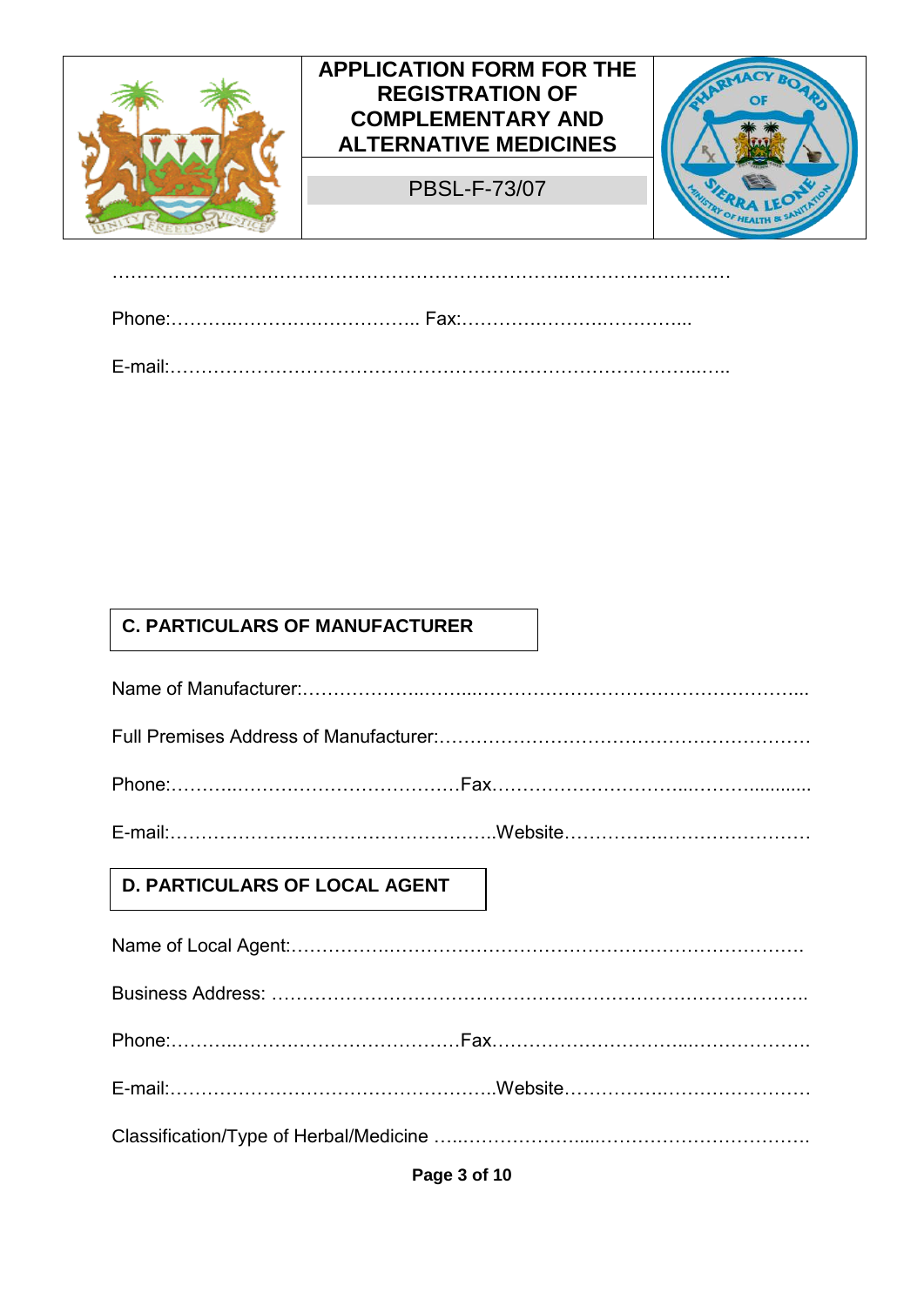…………………………………………………………………..………………………

Phone:………..……………………….. Fax:……………………..…………...

E-mail:…………………………………………………………………………..…..

**C. PARTICULARS OF MANUFACTURER**

Name of Manufacturer:………………..……...…………………………………………....

Full Premises Address of Manufacturer:…………………………………………………

Phone:………..………………………………Fax…………………………...……….........

E-mail:…………………………….……………..Website……………….…………………

**D. PARTICULARS OF LOCAL AGENT**

Name of Local Agent:…………….…………………………….……………………………

Business Address: ……………………………………….…………………………………..

Phone:………..………………………………Fax……………………………...…………….

E-mail:…………………………….……………..Website……………….…………………

Classification/Type of Herbal/Medicine …..…………………....…………………………….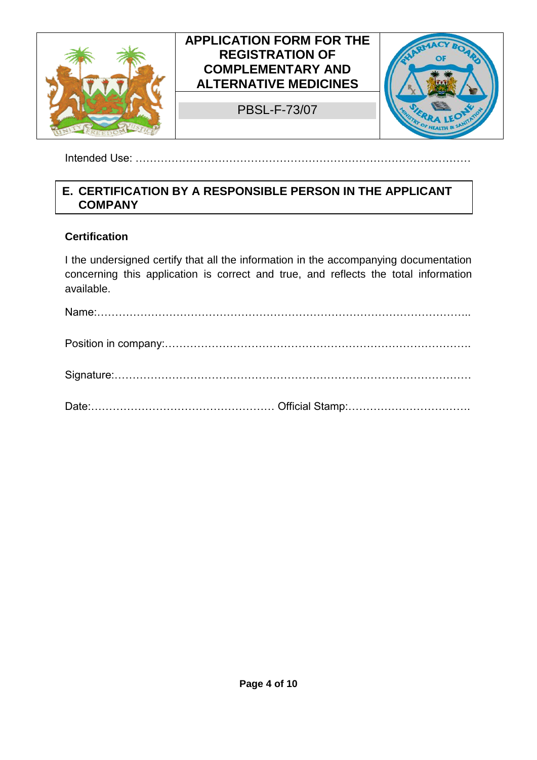| APPLICATION FORM FOR THE REGISTRATION OF COMPLEMENTARY AND ALTERNATIVE MEDICINES |
| --- |
| PBSL-F-73/07 |

Intended Use: ……………………………………………………………………………………

## E. CERTIFICATION BY A RESPONSIBLE PERSON IN THE APPLICANT COMPANY

**Certification**

I the undersigned certify that all the information in the accompanying documentation concerning this application is correct and true, and reflects the total information available.

Name:……………………………………………………………………………………..

Position in company:……………………………………………………………………….

Signature:……………………………………………………………………………………

Date:…………………………………………… Official Stamp:…………………………….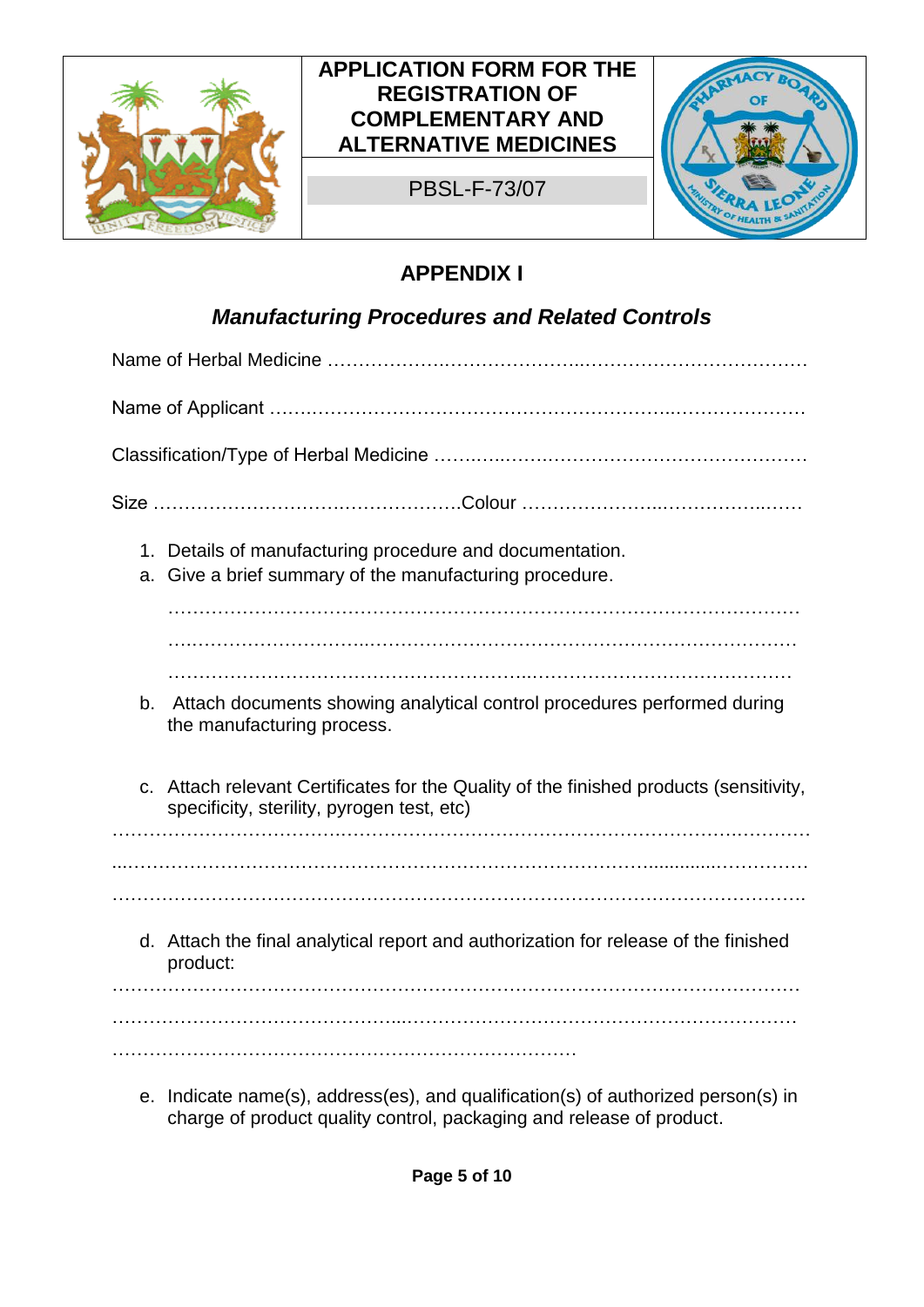| | APPLICATION FORM FOR THE REGISTRATION OF COMPLEMENTARY AND ALTERNATIVE MEDICINES | |
|---|---|---|
| | PBSL-F-73/07 | |

## APPENDIX I

### *Manufacturing Procedures and Related Controls*

Name of Herbal Medicine ……………….…………………..………………………………

Name of Applicant ….………………………………………………………..…………………

Classification/Type of Herbal Medicine …….…..……………………………………………

Size ………………………….….…………….Colour …………………..……………..……

1. Details of manufacturing procedure and documentation.

   a. Give a brief summary of the manufacturing procedure.

   ………………………………………………………………………………………………

   ….…………………………..……………………………………………….………………

   ………………………………………………...……………………………………

   b. Attach documents showing analytical control procedures performed during the manufacturing process.

   c. Attach relevant Certificates for the Quality of the finished products (sensitivity, specificity, sterility, pyrogen test, etc)

………………………………………………………………………………………….……….

...….…………………….……………………………………………………..........……………

…………………………………………………………………………………………………….

   d. Attach the final analytical report and authorization for release of the finished product:

…………………………………………………………………………………………………

………………………………………...……………………………………………………….

……………………………………………………………………

   e. Indicate name(s), address(es), and qualification(s) of authorized person(s) in charge of product quality control, packaging and release of product.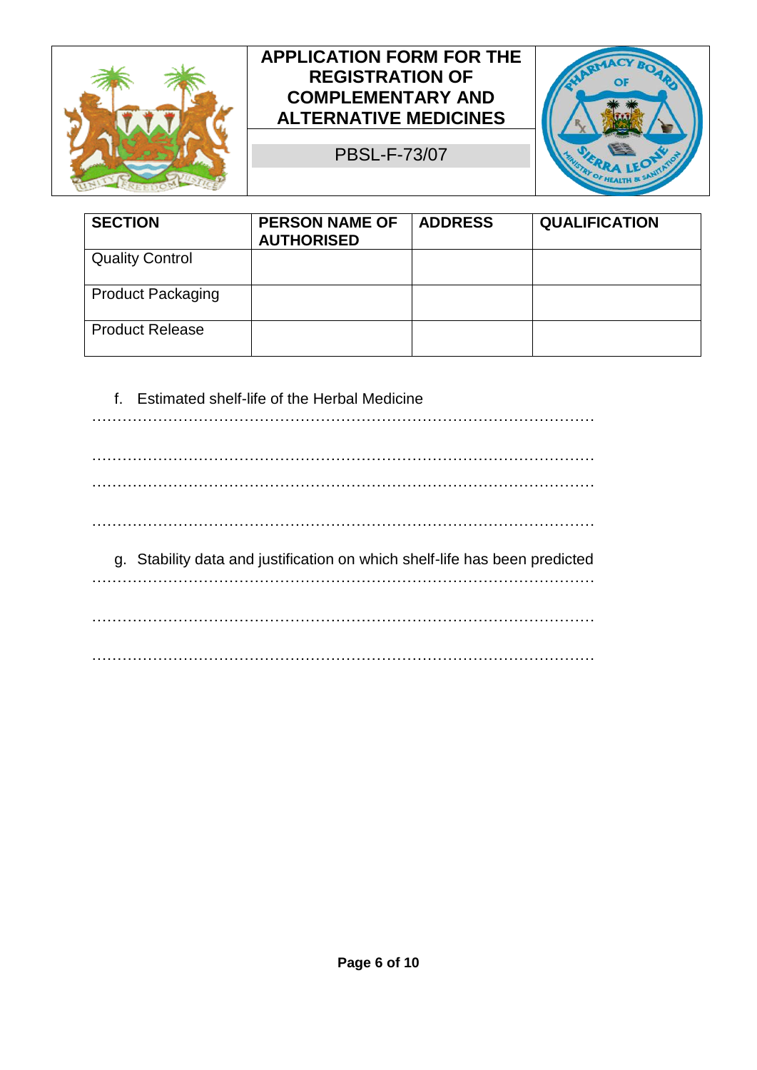| SECTION | PERSON NAME OF AUTHORISED | ADDRESS | QUALIFICATION |
|---|---|---|---|
| Quality Control | | | |
| Product Packaging | | | |
| Product Release | | | |

f. Estimated shelf-life of the Herbal Medicine

……………………………………………………………………………………………

……………………………………………………………………………………………

……………………………………………………………………………………………

……………………………………………………………………………………………

g. Stability data and justification on which shelf-life has been predicted

……………………………………………………………………………………………

……………………………………………………………………………………………

……………………………………………………………………………………………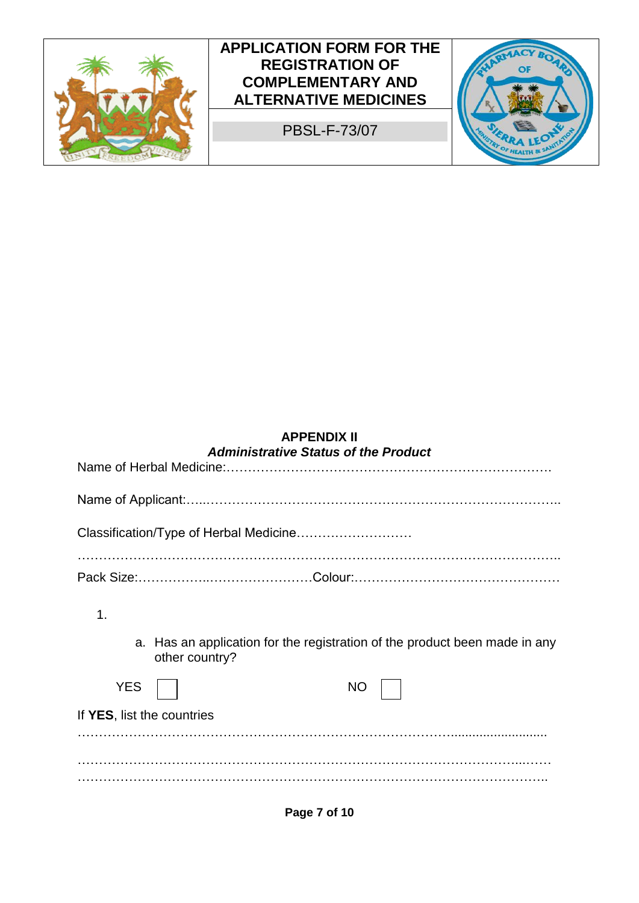| | APPLICATION FORM FOR THE REGISTRATION OF COMPLEMENTARY AND ALTERNATIVE MEDICINES | |
|---|---|---|
| | PBSL-F-73/07 | |

## APPENDIX II

### *Administrative Status of the Product*

Name of Herbal Medicine:……………………………………………………………….

Name of Applicant:…..……………………………………………………………………..

Classification/Type of Herbal Medicine………………………

……………………………………………………………………………………………..

Pack Size:……………..……………………Colour:…………………………………………

1.

   a. Has an application for the registration of the product been made in any other country?

YES ☐ NO ☐

If **YES**, list the countries

…………………………………………………………………………….........................

…………………………………………………………………………………………...……

……………………………………………………………………………………………..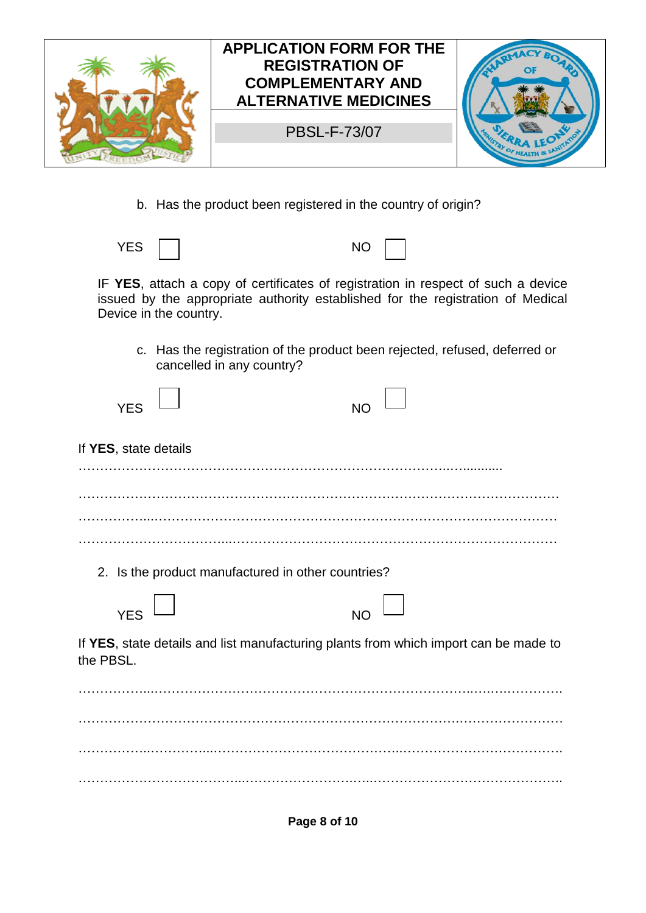b. Has the product been registered in the country of origin?

YES ☐ NO ☐

IF **YES**, attach a copy of certificates of registration in respect of such a device issued by the appropriate authority established for the registration of Medical Device in the country.

c. Has the registration of the product been rejected, refused, deferred or cancelled in any country?

YES ☐ NO ☐

If **YES**, state details

…………………………………………………………………………………..…...........

………………………………………………………………………………………………

………………...………………………………………………………………………………

……….………………………...……………………………………………….……………

2. Is the product manufactured in other countries?

YES ☐ NO ☐

If **YES**, state details and list manufacturing plants from which import can be made to the PBSL.

………………...……………………………………………………………..…….…………

…………………………………………………………………………….……………………

……………...……………...……………………………………...…………………………….

…………………………………...………………………...………………………………………..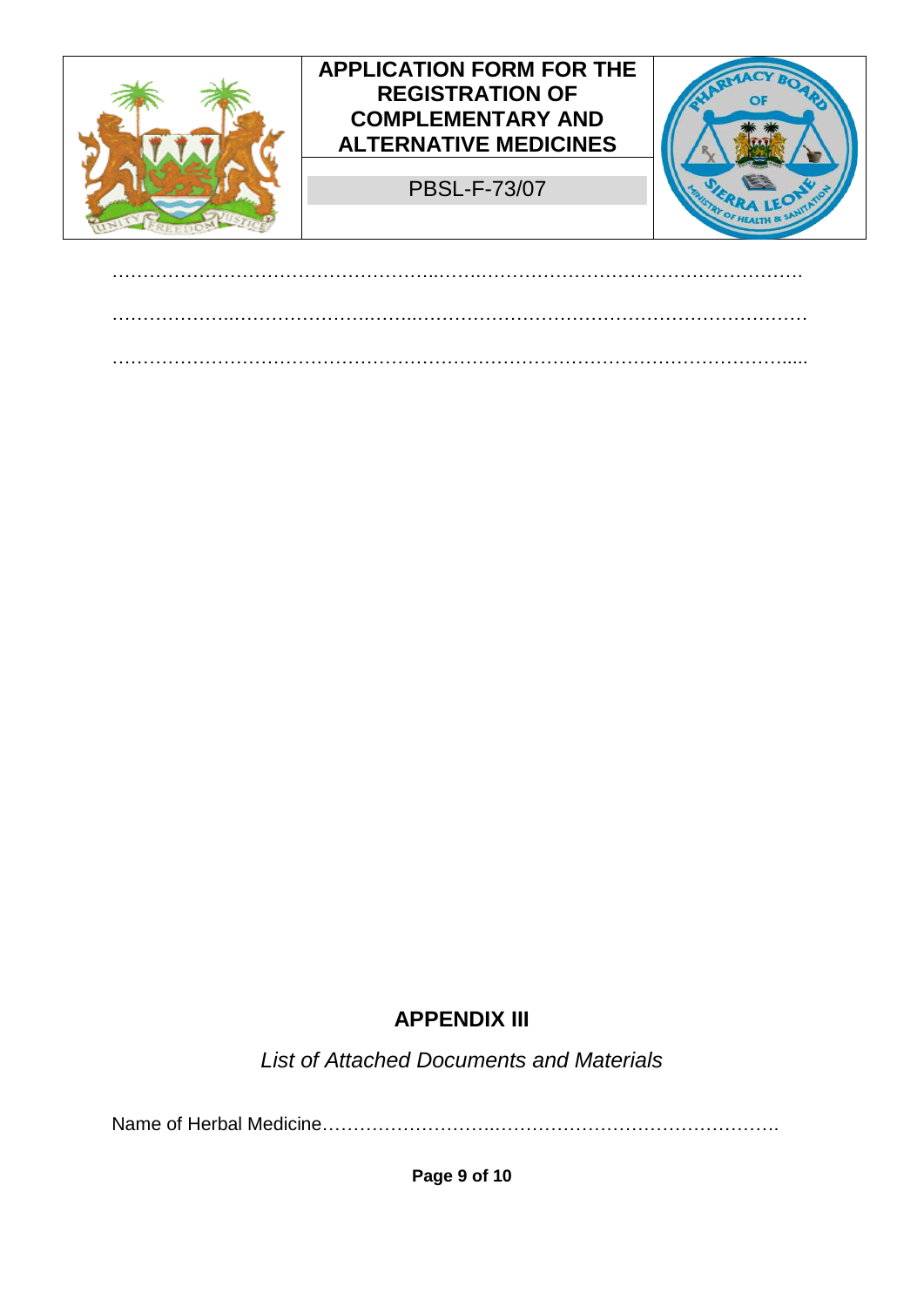………………………………………………………………………………………………………

………………………………………………………………………………………………………

………………………………………………………………………………………………………

## APPENDIX III

*List of Attached Documents and Materials*

Name of Herbal Medicine……………………………………………………………………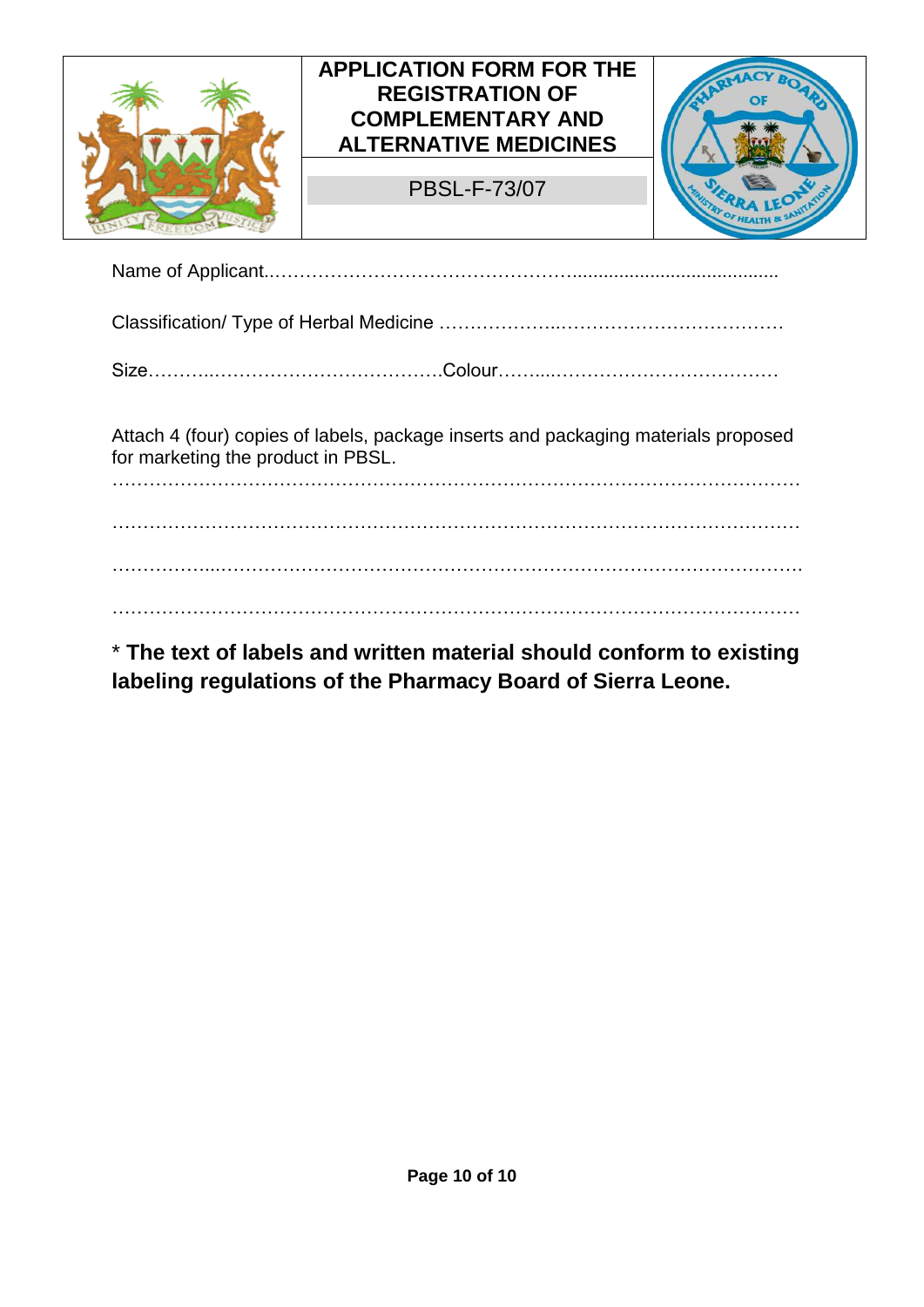| | | |
|---|---|---|
| | **APPLICATION FORM FOR THE REGISTRATION OF COMPLEMENTARY AND ALTERNATIVE MEDICINES** | |
| | PBSL-F-73/07 | |

Name of Applicant..……………………………………………........................................

Classification/ Type of Herbal Medicine ………………..……………………………

Size………..……………………………….Colour……...………………………………

Attach 4 (four) copies of labels, package inserts and packaging materials proposed for marketing the product in PBSL.

…………………………………………………………………………………………………

…………………………………………………………………………………………………

…………….....…………………………………………………………………………………

…………………………………………………………………………………………………

\* **The text of labels and written material should conform to existing labeling regulations of the Pharmacy Board of Sierra Leone.**